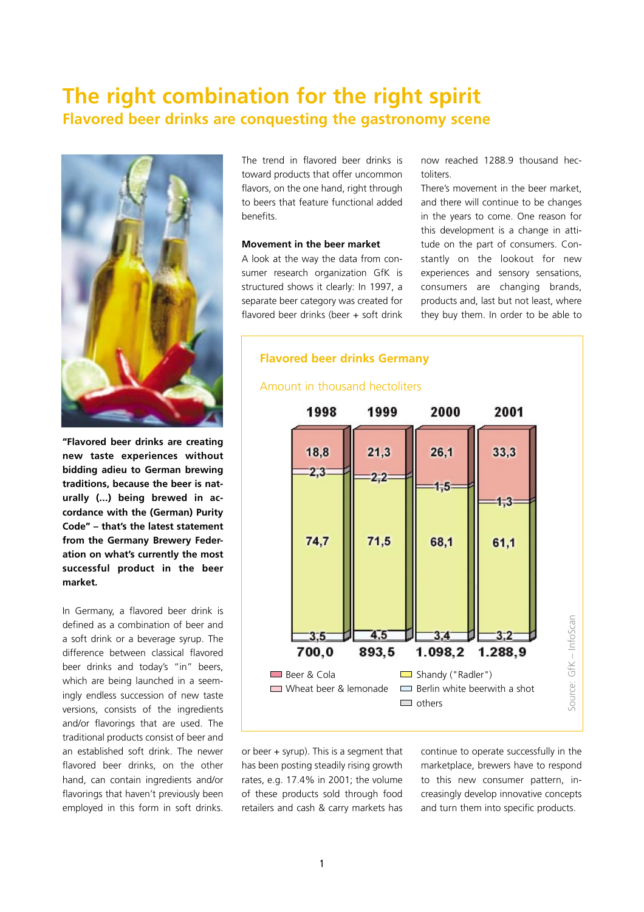# The right combination for the right spirit

## Flavored beer drinks are conquesting the gastronomy scene

**"Flavored beer drinks are creating new taste experiences without bidding adieu to German brewing traditions, because the beer is naturally (...) being brewed in accordance with the (German) Purity Code" – that's the latest statement from the Germany Brewery Federation on what's currently the most successful product in the beer market.**

In Germany, a flavored beer drink is defined as a combination of beer and a soft drink or a beverage syrup. The difference between classical flavored beer drinks and today's "in" beers, which are being launched in a seemingly endless succession of new taste versions, consists of the ingredients and/or flavorings that are used. The traditional products consist of beer and an established soft drink. The newer flavored beer drinks, on the other hand, can contain ingredients and/or flavorings that haven't previously been employed in this form in soft drinks.

The trend in flavored beer drinks is toward products that offer uncommon flavors, on the one hand, right through to beers that feature functional added benefits.

### Movement in the beer market

A look at the way the data from consumer research organization GfK is structured shows it clearly: In 1997, a separate beer category was created for flavored beer drinks (beer + soft drink or beer + syrup). This is a segment that has been posting steadily rising growth rates, e.g. 17.4% in 2001; the volume of these products sold through food retailers and cash & carry markets has now reached 1288.9 thousand hectoliters.

There's movement in the beer market, and there will continue to be changes in the years to come. One reason for this development is a change in attitude on the part of consumers. Constantly on the lookout for new experiences and sensory sensations, consumers are changing brands, products and, last but not least, where they buy them. In order to be able to continue to operate successfully in the marketplace, brewers have to respond to this new consumer pattern, increasingly develop innovative concepts and turn them into specific products.

**Flavored beer drinks Germany**

Amount in thousand hectoliters

| | 1998 | 1999 | 2000 | 2001 |
|---|---|---|---|---|
| | 18,8 | 21,3 | 26,1 | 33,3 |
| | 2,3 | 2,2 | 1,5 | 1,3 |
| | 74,7 | 71,5 | 68,1 | 61,1 |
| | 3,5 | 4,5 | 3,4 | 3,2 |
| Total | 700,0 | 893,5 | 1.098,2 | 1.288,9 |

Legend: Beer & Cola; Wheat beer & lemonade; Shandy ("Radler"); Berlin white beerwith a shot; others

Source: GfK – InfoScan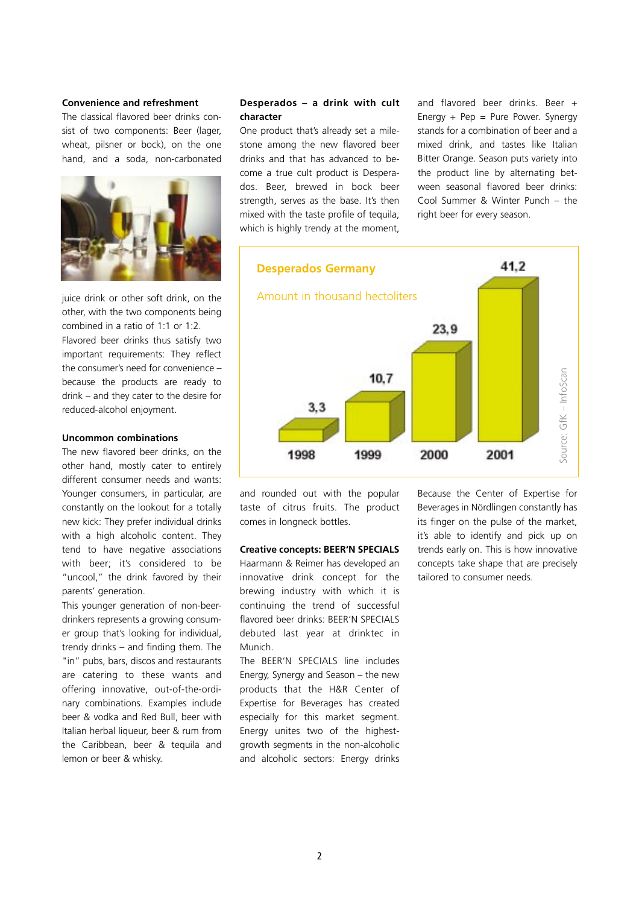**Convenience and refreshment**

The classical flavored beer drinks consist of two components: Beer (lager, wheat, pilsner or bock), on the one hand, and a soda, non-carbonated juice drink or other soft drink, on the other, with the two components being combined in a ratio of 1:1 or 1:2.

Flavored beer drinks thus satisfy two important requirements: They reflect the consumer's need for convenience – because the products are ready to drink – and they cater to the desire for reduced-alcohol enjoyment.

**Uncommon combinations**

The new flavored beer drinks, on the other hand, mostly cater to entirely different consumer needs and wants: Younger consumers, in particular, are constantly on the lookout for a totally new kick: They prefer individual drinks with a high alcoholic content. They tend to have negative associations with beer; it's considered to be "uncool," the drink favored by their parents' generation.

This younger generation of non-beer-drinkers represents a growing consumer group that's looking for individual, trendy drinks – and finding them. The "in" pubs, bars, discos and restaurants are catering to these wants and offering innovative, out-of-the-ordinary combinations. Examples include beer & vodka and Red Bull, beer with Italian herbal liqueur, beer & rum from the Caribbean, beer & tequila and lemon or beer & whisky.

**Desperados – a drink with cult character**

One product that's already set a milestone among the new flavored beer drinks and that has advanced to become a true cult product is Desperados. Beer, brewed in bock beer strength, serves as the base. It's then mixed with the taste profile of tequila, which is highly trendy at the moment, and rounded out with the popular taste of citrus fruits. The product comes in longneck bottles.

Desperados Germany

Amount in thousand hectoliters

3,3
10,7
23,9
41,2

1998
1999
2000
2001

Source: GfK – InfoScan

**Creative concepts: BEER'N SPECIALS**

Haarmann & Reimer has developed an innovative drink concept for the brewing industry with which it is continuing the trend of successful flavored beer drinks: BEER'N SPECIALS debuted last year at drinktec in Munich.

The BEER'N SPECIALS line includes Energy, Synergy and Season – the new products that the H&R Center of Expertise for Beverages has created especially for this market segment. Energy unites two of the highest-growth segments in the non-alcoholic and alcoholic sectors: Energy drinks and flavored beer drinks. Beer + Energy + Pep = Pure Power. Synergy stands for a combination of beer and a mixed drink, and tastes like Italian Bitter Orange. Season puts variety into the product line by alternating between seasonal flavored beer drinks: Cool Summer & Winter Punch – the right beer for every season.

Because the Center of Expertise for Beverages in Nördlingen constantly has its finger on the pulse of the market, it's able to identify and pick up on trends early on. This is how innovative concepts take shape that are precisely tailored to consumer needs.